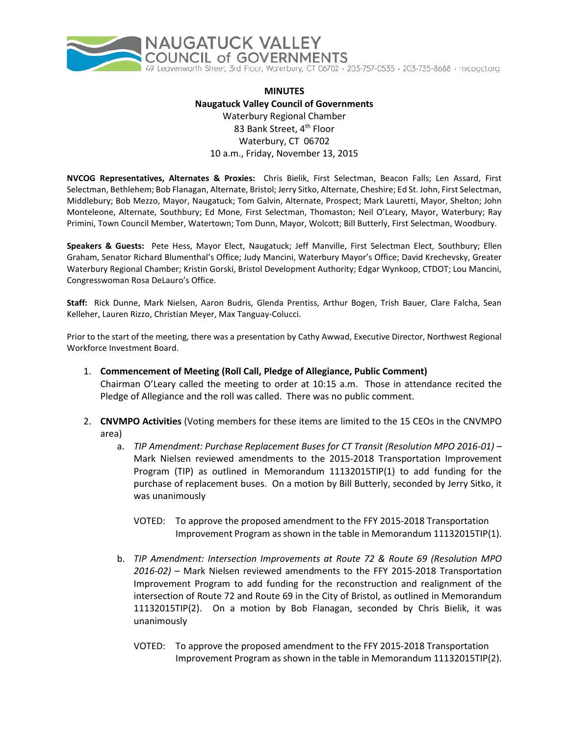NAUGATUCK VALLEY COUNCIL of GOVERNMENTS
49 Leavenworth Street, 3rd Floor, Waterbury, CT 06702 · 203-757-0535 · 203-735-8688 · nvcogct.org

**MINUTES**
**Naugatuck Valley Council of Governments**
Waterbury Regional Chamber
83 Bank Street, 4th Floor
Waterbury, CT 06702
10 a.m., Friday, November 13, 2015

**NVCOG Representatives, Alternates & Proxies:** Chris Bielik, First Selectman, Beacon Falls; Len Assard, First Selectman, Bethlehem; Bob Flanagan, Alternate, Bristol; Jerry Sitko, Alternate, Cheshire; Ed St. John, First Selectman, Middlebury; Bob Mezzo, Mayor, Naugatuck; Tom Galvin, Alternate, Prospect; Mark Lauretti, Mayor, Shelton; John Monteleone, Alternate, Southbury; Ed Mone, First Selectman, Thomaston; Neil O'Leary, Mayor, Waterbury; Ray Primini, Town Council Member, Watertown; Tom Dunn, Mayor, Wolcott; Bill Butterly, First Selectman, Woodbury.

**Speakers & Guests:** Pete Hess, Mayor Elect, Naugatuck; Jeff Manville, First Selectman Elect, Southbury; Ellen Graham, Senator Richard Blumenthal's Office; Judy Mancini, Waterbury Mayor's Office; David Krechevsky, Greater Waterbury Regional Chamber; Kristin Gorski, Bristol Development Authority; Edgar Wynkoop, CTDOT; Lou Mancini, Congresswoman Rosa DeLauro's Office.

**Staff:** Rick Dunne, Mark Nielsen, Aaron Budris, Glenda Prentiss, Arthur Bogen, Trish Bauer, Clare Falcha, Sean Kelleher, Lauren Rizzo, Christian Meyer, Max Tanguay-Colucci.

Prior to the start of the meeting, there was a presentation by Cathy Awwad, Executive Director, Northwest Regional Workforce Investment Board.

1. **Commencement of Meeting (Roll Call, Pledge of Allegiance, Public Comment)**
   Chairman O'Leary called the meeting to order at 10:15 a.m. Those in attendance recited the Pledge of Allegiance and the roll was called. There was no public comment.

2. **CNVMPO Activities** (Voting members for these items are limited to the 15 CEOs in the CNVMPO area)
   a. *TIP Amendment: Purchase Replacement Buses for CT Transit (Resolution MPO 2016-01)* – Mark Nielsen reviewed amendments to the 2015-2018 Transportation Improvement Program (TIP) as outlined in Memorandum 11132015TIP(1) to add funding for the purchase of replacement buses. On a motion by Bill Butterly, seconded by Jerry Sitko, it was unanimously

      VOTED: To approve the proposed amendment to the FFY 2015-2018 Transportation Improvement Program as shown in the table in Memorandum 11132015TIP(1).

   b. *TIP Amendment: Intersection Improvements at Route 72 & Route 69 (Resolution MPO 2016-02)* – Mark Nielsen reviewed amendments to the FFY 2015-2018 Transportation Improvement Program to add funding for the reconstruction and realignment of the intersection of Route 72 and Route 69 in the City of Bristol, as outlined in Memorandum 11132015TIP(2). On a motion by Bob Flanagan, seconded by Chris Bielik, it was unanimously

      VOTED: To approve the proposed amendment to the FFY 2015-2018 Transportation Improvement Program as shown in the table in Memorandum 11132015TIP(2).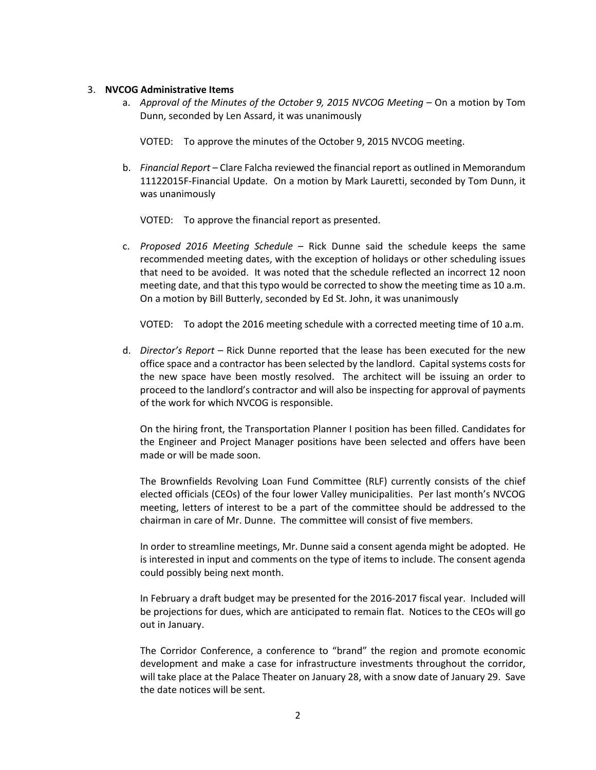3. **NVCOG Administrative Items**

   a. *Approval of the Minutes of the October 9, 2015 NVCOG Meeting* – On a motion by Tom Dunn, seconded by Len Assard, it was unanimously

      VOTED: To approve the minutes of the October 9, 2015 NVCOG meeting.

   b. *Financial Report* – Clare Falcha reviewed the financial report as outlined in Memorandum 11122015F-Financial Update. On a motion by Mark Lauretti, seconded by Tom Dunn, it was unanimously

      VOTED: To approve the financial report as presented.

   c. *Proposed 2016 Meeting Schedule* – Rick Dunne said the schedule keeps the same recommended meeting dates, with the exception of holidays or other scheduling issues that need to be avoided. It was noted that the schedule reflected an incorrect 12 noon meeting date, and that this typo would be corrected to show the meeting time as 10 a.m. On a motion by Bill Butterly, seconded by Ed St. John, it was unanimously

      VOTED: To adopt the 2016 meeting schedule with a corrected meeting time of 10 a.m.

   d. *Director's Report* – Rick Dunne reported that the lease has been executed for the new office space and a contractor has been selected by the landlord. Capital systems costs for the new space have been mostly resolved. The architect will be issuing an order to proceed to the landlord's contractor and will also be inspecting for approval of payments of the work for which NVCOG is responsible.

      On the hiring front, the Transportation Planner I position has been filled. Candidates for the Engineer and Project Manager positions have been selected and offers have been made or will be made soon.

      The Brownfields Revolving Loan Fund Committee (RLF) currently consists of the chief elected officials (CEOs) of the four lower Valley municipalities. Per last month's NVCOG meeting, letters of interest to be a part of the committee should be addressed to the chairman in care of Mr. Dunne. The committee will consist of five members.

      In order to streamline meetings, Mr. Dunne said a consent agenda might be adopted. He is interested in input and comments on the type of items to include. The consent agenda could possibly being next month.

      In February a draft budget may be presented for the 2016-2017 fiscal year. Included will be projections for dues, which are anticipated to remain flat. Notices to the CEOs will go out in January.

      The Corridor Conference, a conference to "brand" the region and promote economic development and make a case for infrastructure investments throughout the corridor, will take place at the Palace Theater on January 28, with a snow date of January 29. Save the date notices will be sent.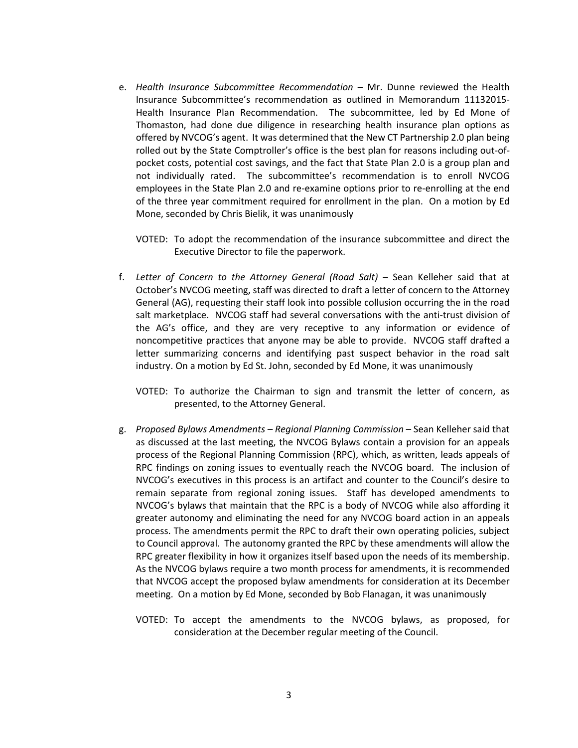e. *Health Insurance Subcommittee Recommendation* – Mr. Dunne reviewed the Health Insurance Subcommittee's recommendation as outlined in Memorandum 11132015-Health Insurance Plan Recommendation. The subcommittee, led by Ed Mone of Thomaston, had done due diligence in researching health insurance plan options as offered by NVCOG's agent. It was determined that the New CT Partnership 2.0 plan being rolled out by the State Comptroller's office is the best plan for reasons including out-of-pocket costs, potential cost savings, and the fact that State Plan 2.0 is a group plan and not individually rated. The subcommittee's recommendation is to enroll NVCOG employees in the State Plan 2.0 and re-examine options prior to re-enrolling at the end of the three year commitment required for enrollment in the plan. On a motion by Ed Mone, seconded by Chris Bielik, it was unanimously

   VOTED: To adopt the recommendation of the insurance subcommittee and direct the Executive Director to file the paperwork.

f. *Letter of Concern to the Attorney General (Road Salt)* – Sean Kelleher said that at October's NVCOG meeting, staff was directed to draft a letter of concern to the Attorney General (AG), requesting their staff look into possible collusion occurring the in the road salt marketplace. NVCOG staff had several conversations with the anti-trust division of the AG's office, and they are very receptive to any information or evidence of noncompetitive practices that anyone may be able to provide. NVCOG staff drafted a letter summarizing concerns and identifying past suspect behavior in the road salt industry. On a motion by Ed St. John, seconded by Ed Mone, it was unanimously

   VOTED: To authorize the Chairman to sign and transmit the letter of concern, as presented, to the Attorney General.

g. *Proposed Bylaws Amendments – Regional Planning Commission* – Sean Kelleher said that as discussed at the last meeting, the NVCOG Bylaws contain a provision for an appeals process of the Regional Planning Commission (RPC), which, as written, leads appeals of RPC findings on zoning issues to eventually reach the NVCOG board. The inclusion of NVCOG's executives in this process is an artifact and counter to the Council's desire to remain separate from regional zoning issues. Staff has developed amendments to NVCOG's bylaws that maintain that the RPC is a body of NVCOG while also affording it greater autonomy and eliminating the need for any NVCOG board action in an appeals process. The amendments permit the RPC to draft their own operating policies, subject to Council approval. The autonomy granted the RPC by these amendments will allow the RPC greater flexibility in how it organizes itself based upon the needs of its membership. As the NVCOG bylaws require a two month process for amendments, it is recommended that NVCOG accept the proposed bylaw amendments for consideration at its December meeting. On a motion by Ed Mone, seconded by Bob Flanagan, it was unanimously

   VOTED: To accept the amendments to the NVCOG bylaws, as proposed, for consideration at the December regular meeting of the Council.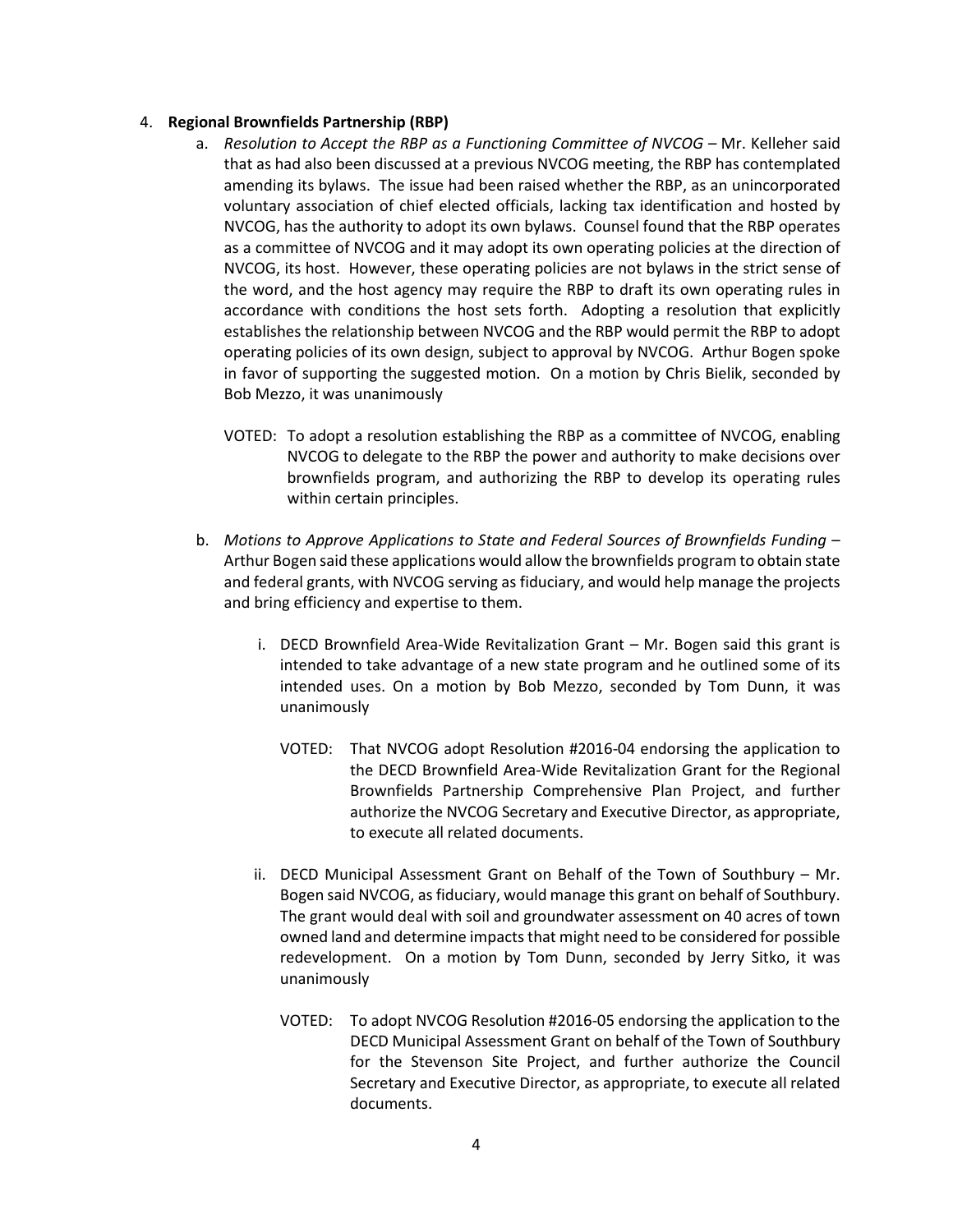4. **Regional Brownfields Partnership (RBP)**

   a. *Resolution to Accept the RBP as a Functioning Committee of NVCOG* – Mr. Kelleher said that as had also been discussed at a previous NVCOG meeting, the RBP has contemplated amending its bylaws. The issue had been raised whether the RBP, as an unincorporated voluntary association of chief elected officials, lacking tax identification and hosted by NVCOG, has the authority to adopt its own bylaws. Counsel found that the RBP operates as a committee of NVCOG and it may adopt its own operating policies at the direction of NVCOG, its host. However, these operating policies are not bylaws in the strict sense of the word, and the host agency may require the RBP to draft its own operating rules in accordance with conditions the host sets forth. Adopting a resolution that explicitly establishes the relationship between NVCOG and the RBP would permit the RBP to adopt operating policies of its own design, subject to approval by NVCOG. Arthur Bogen spoke in favor of supporting the suggested motion. On a motion by Chris Bielik, seconded by Bob Mezzo, it was unanimously

      VOTED: To adopt a resolution establishing the RBP as a committee of NVCOG, enabling NVCOG to delegate to the RBP the power and authority to make decisions over brownfields program, and authorizing the RBP to develop its operating rules within certain principles.

   b. *Motions to Approve Applications to State and Federal Sources of Brownfields Funding* – Arthur Bogen said these applications would allow the brownfields program to obtain state and federal grants, with NVCOG serving as fiduciary, and would help manage the projects and bring efficiency and expertise to them.

      i. DECD Brownfield Area-Wide Revitalization Grant – Mr. Bogen said this grant is intended to take advantage of a new state program and he outlined some of its intended uses. On a motion by Bob Mezzo, seconded by Tom Dunn, it was unanimously

         VOTED: That NVCOG adopt Resolution #2016-04 endorsing the application to the DECD Brownfield Area-Wide Revitalization Grant for the Regional Brownfields Partnership Comprehensive Plan Project, and further authorize the NVCOG Secretary and Executive Director, as appropriate, to execute all related documents.

      ii. DECD Municipal Assessment Grant on Behalf of the Town of Southbury – Mr. Bogen said NVCOG, as fiduciary, would manage this grant on behalf of Southbury. The grant would deal with soil and groundwater assessment on 40 acres of town owned land and determine impacts that might need to be considered for possible redevelopment. On a motion by Tom Dunn, seconded by Jerry Sitko, it was unanimously

         VOTED: To adopt NVCOG Resolution #2016-05 endorsing the application to the DECD Municipal Assessment Grant on behalf of the Town of Southbury for the Stevenson Site Project, and further authorize the Council Secretary and Executive Director, as appropriate, to execute all related documents.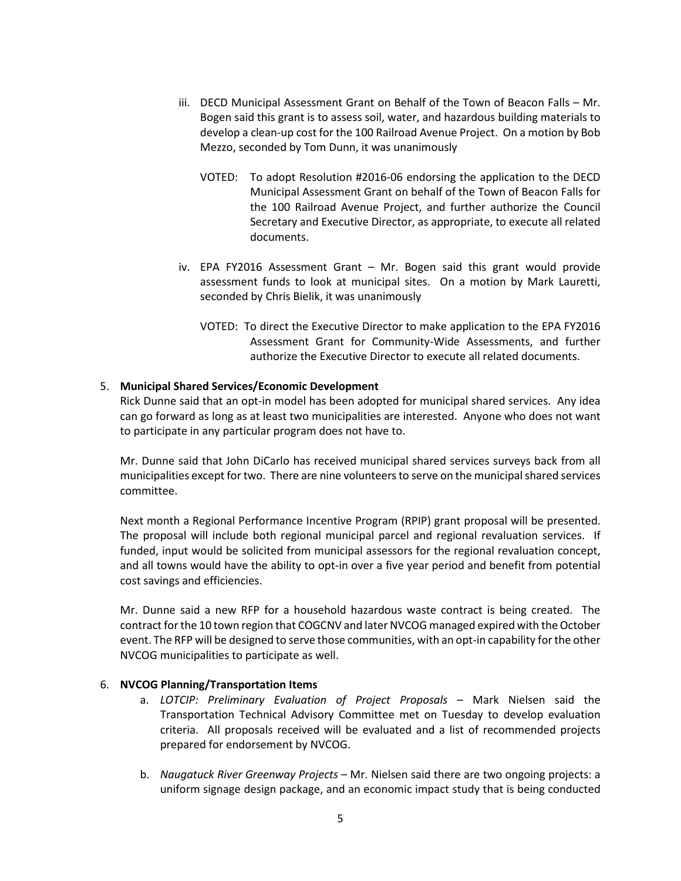iii. DECD Municipal Assessment Grant on Behalf of the Town of Beacon Falls – Mr. Bogen said this grant is to assess soil, water, and hazardous building materials to develop a clean-up cost for the 100 Railroad Avenue Project. On a motion by Bob Mezzo, seconded by Tom Dunn, it was unanimously

VOTED: To adopt Resolution #2016-06 endorsing the application to the DECD Municipal Assessment Grant on behalf of the Town of Beacon Falls for the 100 Railroad Avenue Project, and further authorize the Council Secretary and Executive Director, as appropriate, to execute all related documents.

iv. EPA FY2016 Assessment Grant – Mr. Bogen said this grant would provide assessment funds to look at municipal sites. On a motion by Mark Lauretti, seconded by Chris Bielik, it was unanimously

VOTED: To direct the Executive Director to make application to the EPA FY2016 Assessment Grant for Community-Wide Assessments, and further authorize the Executive Director to execute all related documents.

5. **Municipal Shared Services/Economic Development**

Rick Dunne said that an opt-in model has been adopted for municipal shared services. Any idea can go forward as long as at least two municipalities are interested. Anyone who does not want to participate in any particular program does not have to.

Mr. Dunne said that John DiCarlo has received municipal shared services surveys back from all municipalities except for two. There are nine volunteers to serve on the municipal shared services committee.

Next month a Regional Performance Incentive Program (RPIP) grant proposal will be presented. The proposal will include both regional municipal parcel and regional revaluation services. If funded, input would be solicited from municipal assessors for the regional revaluation concept, and all towns would have the ability to opt-in over a five year period and benefit from potential cost savings and efficiencies.

Mr. Dunne said a new RFP for a household hazardous waste contract is being created. The contract for the 10 town region that COGCNV and later NVCOG managed expired with the October event. The RFP will be designed to serve those communities, with an opt-in capability for the other NVCOG municipalities to participate as well.

6. **NVCOG Planning/Transportation Items**

a. *LOTCIP: Preliminary Evaluation of Project Proposals* – Mark Nielsen said the Transportation Technical Advisory Committee met on Tuesday to develop evaluation criteria. All proposals received will be evaluated and a list of recommended projects prepared for endorsement by NVCOG.

b. *Naugatuck River Greenway Projects* – Mr. Nielsen said there are two ongoing projects: a uniform signage design package, and an economic impact study that is being conducted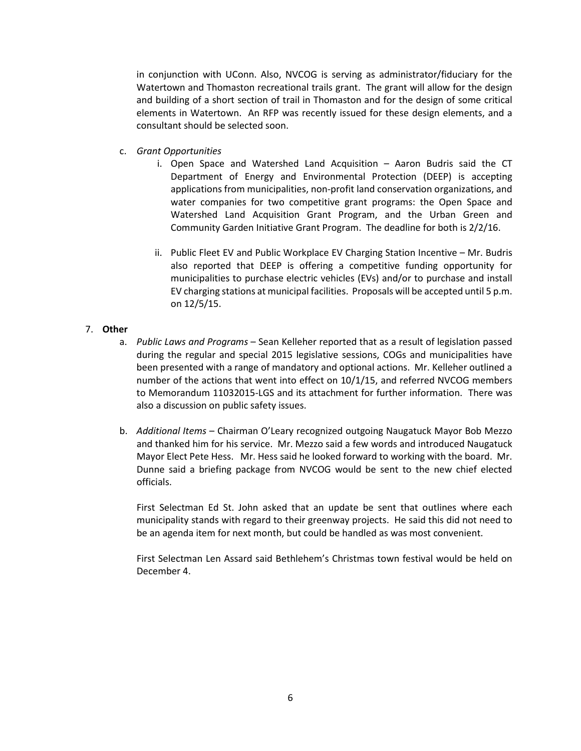in conjunction with UConn. Also, NVCOG is serving as administrator/fiduciary for the Watertown and Thomaston recreational trails grant. The grant will allow for the design and building of a short section of trail in Thomaston and for the design of some critical elements in Watertown. An RFP was recently issued for these design elements, and a consultant should be selected soon.

c. *Grant Opportunities*

   i. Open Space and Watershed Land Acquisition – Aaron Budris said the CT Department of Energy and Environmental Protection (DEEP) is accepting applications from municipalities, non-profit land conservation organizations, and water companies for two competitive grant programs: the Open Space and Watershed Land Acquisition Grant Program, and the Urban Green and Community Garden Initiative Grant Program. The deadline for both is 2/2/16.

   ii. Public Fleet EV and Public Workplace EV Charging Station Incentive – Mr. Budris also reported that DEEP is offering a competitive funding opportunity for municipalities to purchase electric vehicles (EVs) and/or to purchase and install EV charging stations at municipal facilities. Proposals will be accepted until 5 p.m. on 12/5/15.

7. **Other**

   a. *Public Laws and Programs* – Sean Kelleher reported that as a result of legislation passed during the regular and special 2015 legislative sessions, COGs and municipalities have been presented with a range of mandatory and optional actions. Mr. Kelleher outlined a number of the actions that went into effect on 10/1/15, and referred NVCOG members to Memorandum 11032015-LGS and its attachment for further information. There was also a discussion on public safety issues.

   b. *Additional Items* – Chairman O'Leary recognized outgoing Naugatuck Mayor Bob Mezzo and thanked him for his service. Mr. Mezzo said a few words and introduced Naugatuck Mayor Elect Pete Hess. Mr. Hess said he looked forward to working with the board. Mr. Dunne said a briefing package from NVCOG would be sent to the new chief elected officials.

      First Selectman Ed St. John asked that an update be sent that outlines where each municipality stands with regard to their greenway projects. He said this did not need to be an agenda item for next month, but could be handled as was most convenient.

      First Selectman Len Assard said Bethlehem's Christmas town festival would be held on December 4.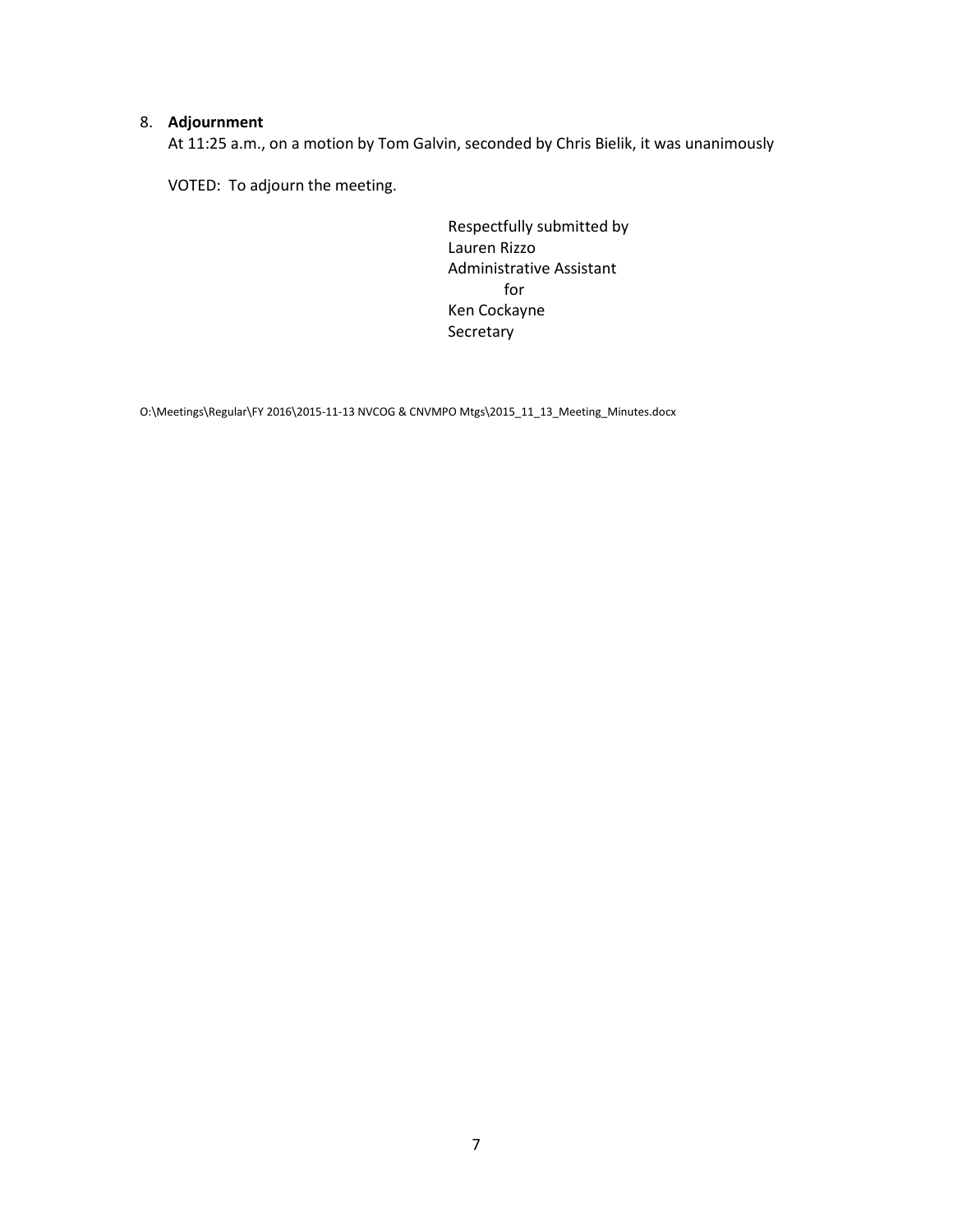8. **Adjournment**

At 11:25 a.m., on a motion by Tom Galvin, seconded by Chris Bielik, it was unanimously

VOTED: To adjourn the meeting.

Respectfully submitted by
Lauren Rizzo
Administrative Assistant
for
Ken Cockayne
Secretary

O:\Meetings\Regular\FY 2016\2015-11-13 NVCOG & CNVMPO Mtgs\2015_11_13_Meeting_Minutes.docx